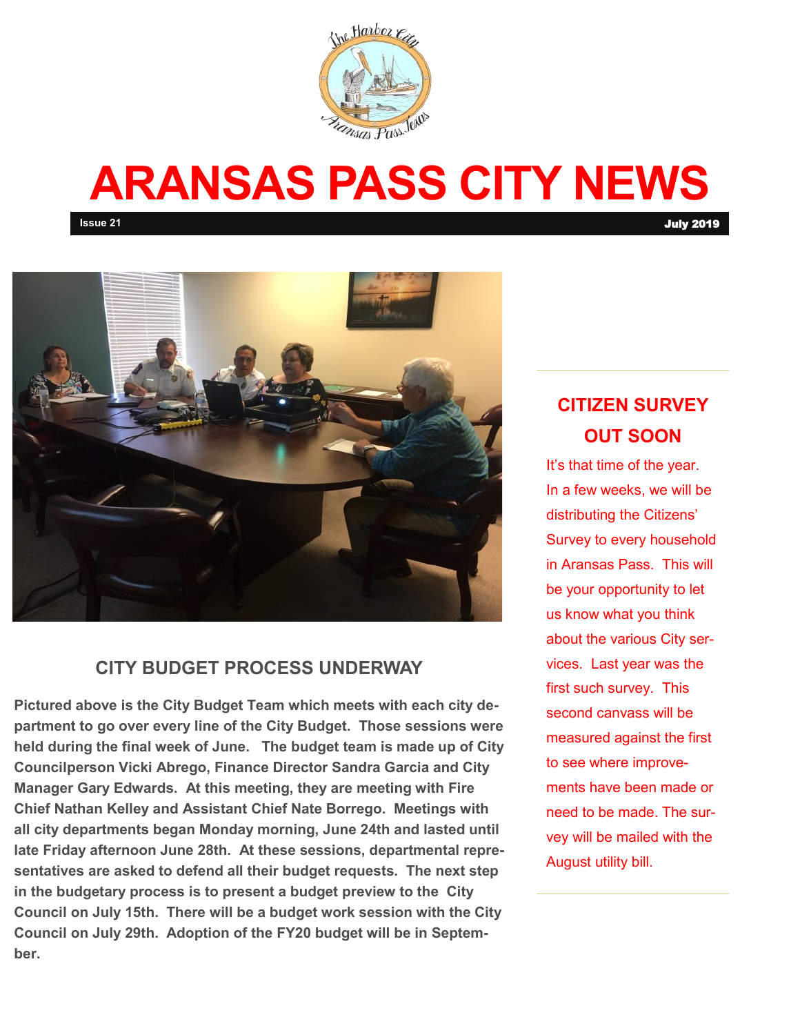# ARANSAS PASS CITY NEWS

**Issue 21** **July 2019**

## CITY BUDGET PROCESS UNDERWAY

**Pictured above is the City Budget Team which meets with each city department to go over every line of the City Budget. Those sessions were held during the final week of June. The budget team is made up of City Councilperson Vicki Abrego, Finance Director Sandra Garcia and City Manager Gary Edwards. At this meeting, they are meeting with Fire Chief Nathan Kelley and Assistant Chief Nate Borrego. Meetings with all city departments began Monday morning, June 24th and lasted until late Friday afternoon June 28th. At these sessions, departmental representatives are asked to defend all their budget requests. The next step in the budgetary process is to present a budget preview to the City Council on July 15th. There will be a budget work session with the City Council on July 29th. Adoption of the FY20 budget will be in September.**

## CITIZEN SURVEY OUT SOON

It's that time of the year. In a few weeks, we will be distributing the Citizens' Survey to every household in Aransas Pass. This will be your opportunity to let us know what you think about the various City services. Last year was the first such survey. This second canvass will be measured against the first to see where improvements have been made or need to be made. The survey will be mailed with the August utility bill.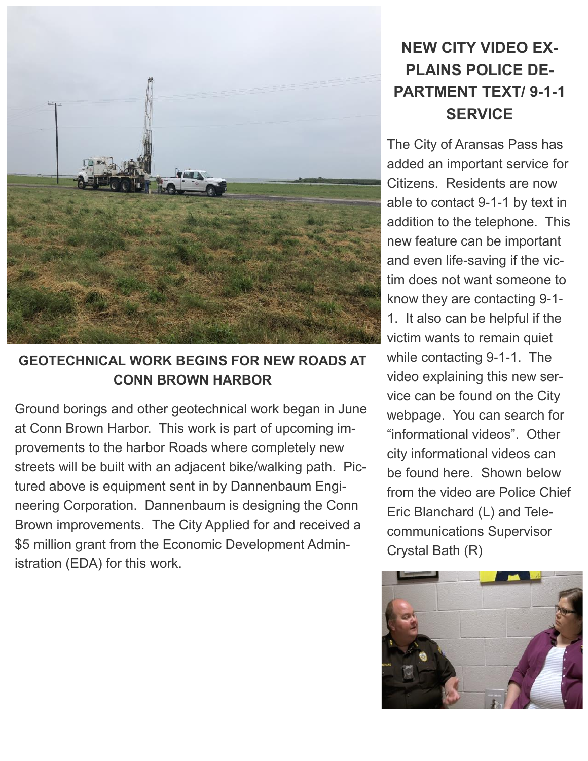## GEOTECHNICAL WORK BEGINS FOR NEW ROADS AT CONN BROWN HARBOR

Ground borings and other geotechnical work began in June at Conn Brown Harbor. This work is part of upcoming improvements to the harbor Roads where completely new streets will be built with an adjacent bike/walking path. Pictured above is equipment sent in by Dannenbaum Engineering Corporation. Dannenbaum is designing the Conn Brown improvements. The City Applied for and received a $5 million grant from the Economic Development Administration (EDA) for this work.

## NEW CITY VIDEO EXPLAINS POLICE DEPARTMENT TEXT/ 9-1-1 SERVICE

The City of Aransas Pass has added an important service for Citizens. Residents are now able to contact 9-1-1 by text in addition to the telephone. This new feature can be important and even life-saving if the victim does not want someone to know they are contacting 9-1-1. It also can be helpful if the victim wants to remain quiet while contacting 9-1-1. The video explaining this new service can be found on the City webpage. You can search for "informational videos". Other city informational videos can be found here. Shown below from the video are Police Chief Eric Blanchard (L) and Telecommunications Supervisor Crystal Bath (R)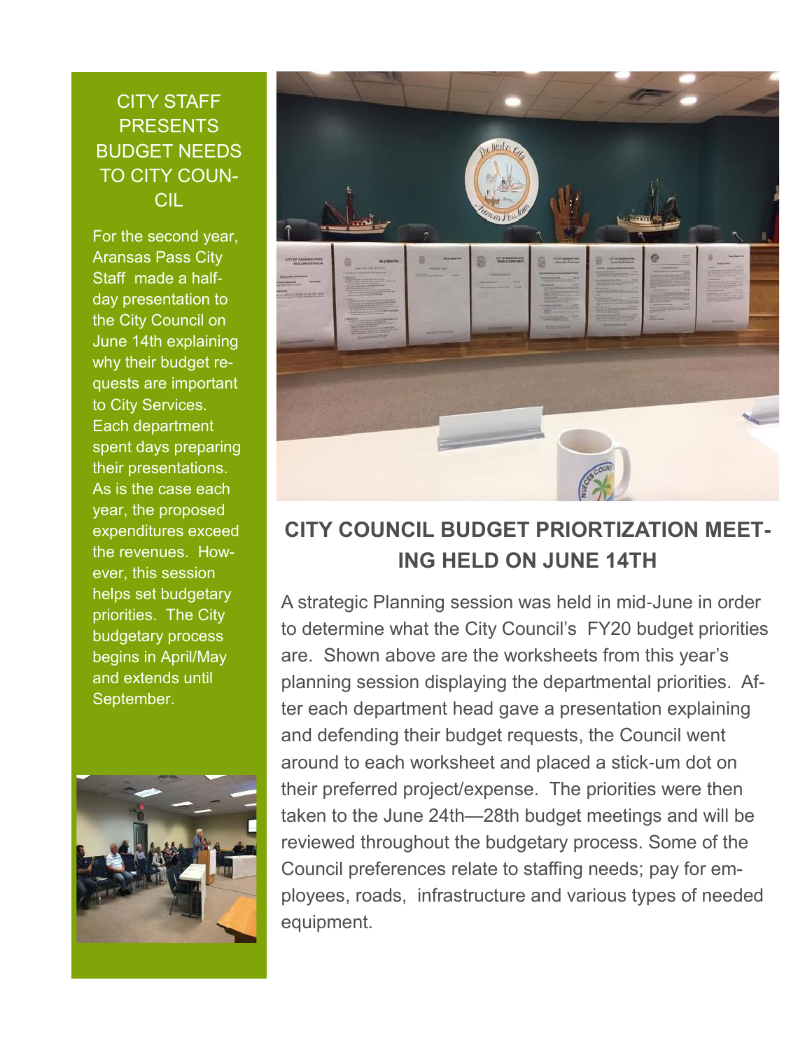## CITY STAFF PRESENTS BUDGET NEEDS TO CITY COUNCIL

For the second year, Aransas Pass City Staff made a half-day presentation to the City Council on June 14th explaining why their budget requests are important to City Services. Each department spent days preparing their presentations. As is the case each year, the proposed expenditures exceed the revenues. However, this session helps set budgetary priorities. The City budgetary process begins in April/May and extends until September.

## CITY COUNCIL BUDGET PRIORTIZATION MEETING HELD ON JUNE 14TH

A strategic Planning session was held in mid-June in order to determine what the City Council's FY20 budget priorities are. Shown above are the worksheets from this year's planning session displaying the departmental priorities. After each department head gave a presentation explaining and defending their budget requests, the Council went around to each worksheet and placed a stick-um dot on their preferred project/expense. The priorities were then taken to the June 24th—28th budget meetings and will be reviewed throughout the budgetary process. Some of the Council preferences relate to staffing needs; pay for employees, roads, infrastructure and various types of needed equipment.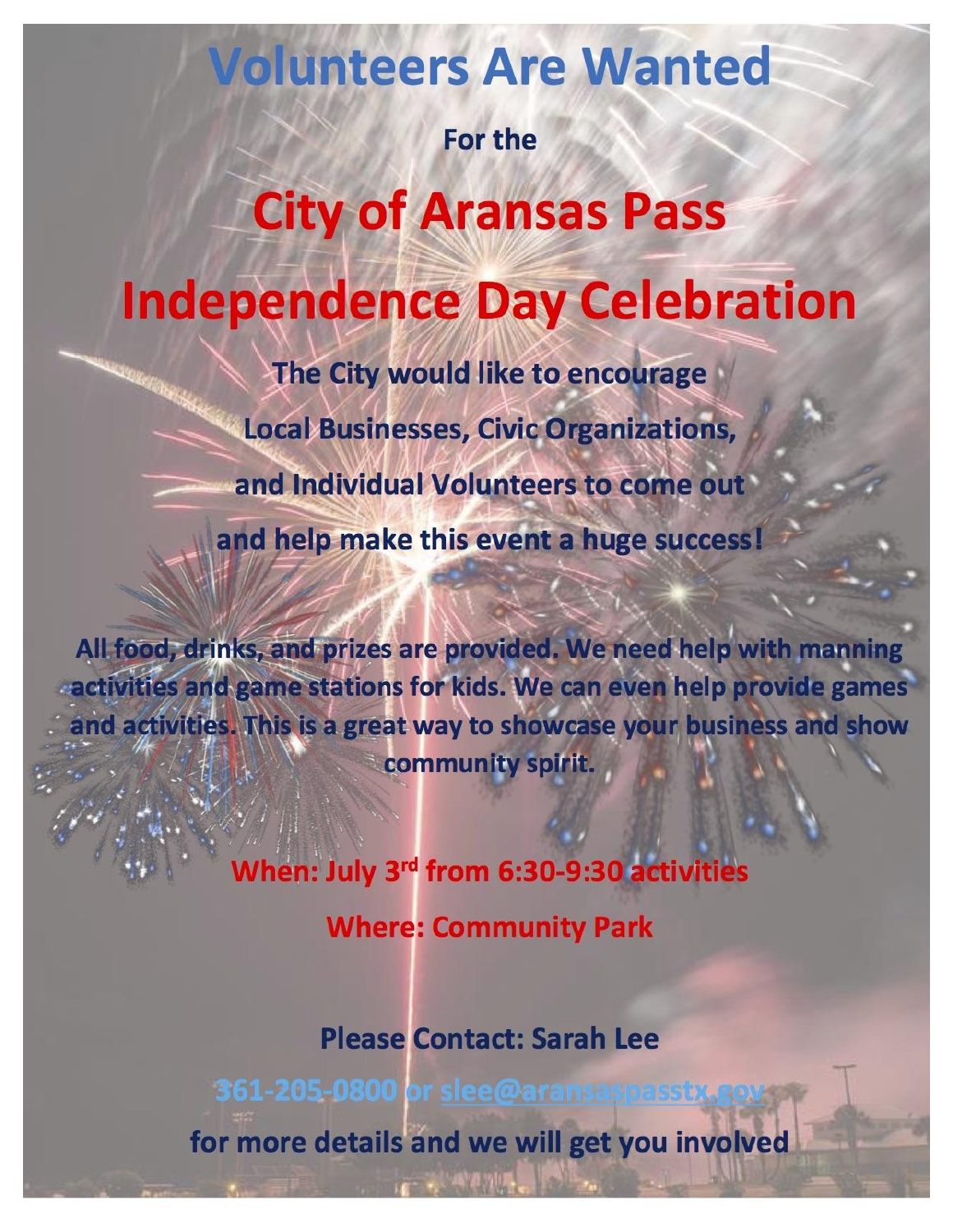# Volunteers Are Wanted

For the

# City of Aransas Pass Independence Day Celebration

The City would like to encourage

Local Businesses, Civic Organizations,

and Individual Volunteers to come out

and help make this event a huge success!

All food, drinks, and prizes are provided. We need help with manning activities and game stations for kids. We can even help provide games and activities. This is a great way to showcase your business and show community spirit.

**When: July 3rd from 6:30-9:30 activities**

**Where: Community Park**

**Please Contact: Sarah Lee**

**361-205-0800 or slee@aransaspasstx.gov**

**for more details and we will get you involved**